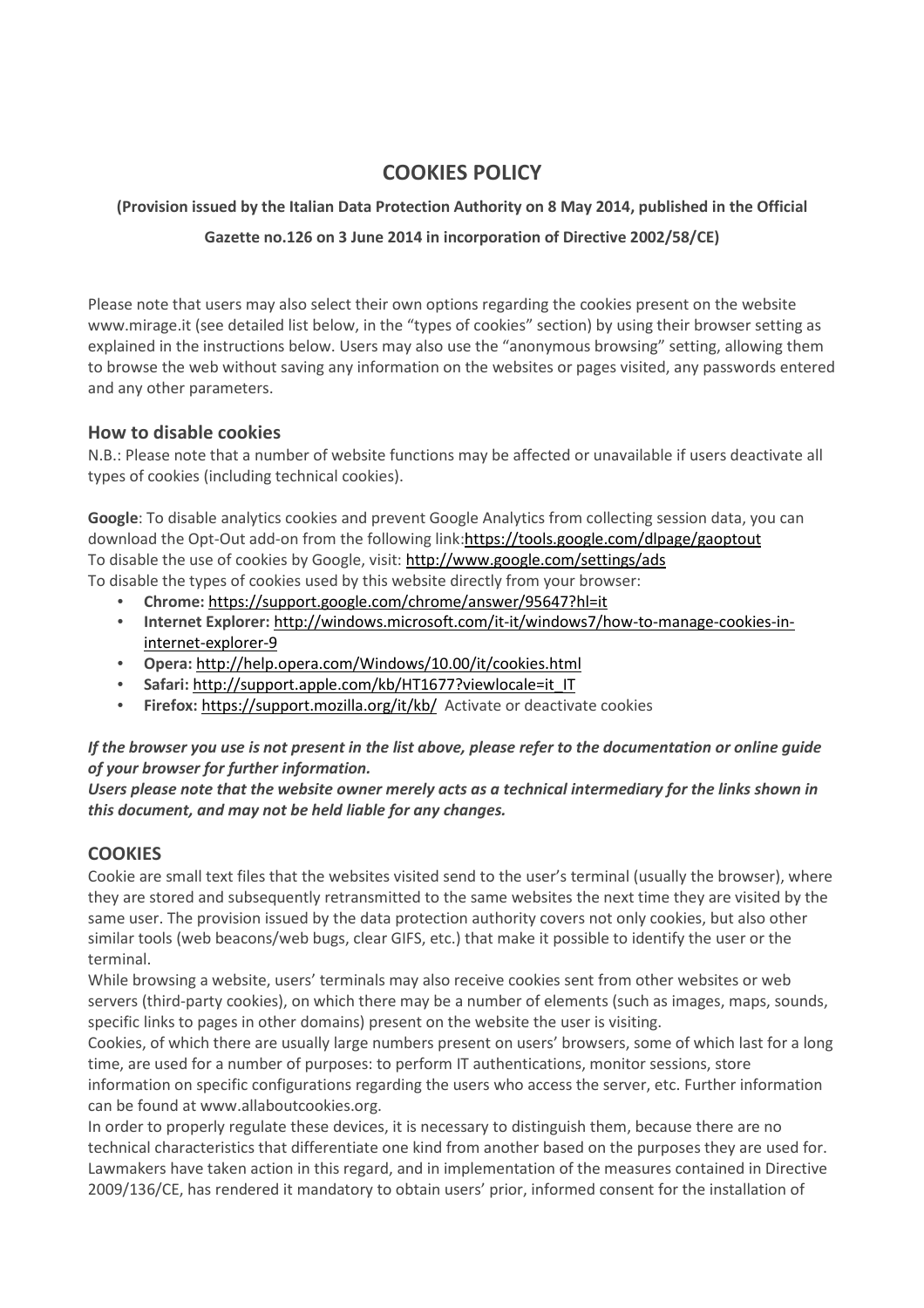# COOKIES POLICY

**(Provision issued by the Italian Data Protection Authority on 8 May 2014, published in the Official Gazette no.126 on 3 June 2014 in incorporation of Directive 2002/58/CE)**

Please note that users may also select their own options regarding the cookies present on the website www.mirage.it (see detailed list below, in the "types of cookies" section) by using their browser setting as explained in the instructions below. Users may also use the "anonymous browsing" setting, allowing them to browse the web without saving any information on the websites or pages visited, any passwords entered and any other parameters.

## How to disable cookies

N.B.: Please note that a number of website functions may be affected or unavailable if users deactivate all types of cookies (including technical cookies).

**Google**: To disable analytics cookies and prevent Google Analytics from collecting session data, you can download the Opt-Out add-on from the following link:https://tools.google.com/dlpage/gaoptout
To disable the use of cookies by Google, visit: http://www.google.com/settings/ads
To disable the types of cookies used by this website directly from your browser:

- **Chrome:** https://support.google.com/chrome/answer/95647?hl=it
- **Internet Explorer:** http://windows.microsoft.com/it-it/windows7/how-to-manage-cookies-in-internet-explorer-9
- **Opera:** http://help.opera.com/Windows/10.00/it/cookies.html
- **Safari:** http://support.apple.com/kb/HT1677?viewlocale=it_IT
- **Firefox:** https://support.mozilla.org/it/kb/ Activate or deactivate cookies

***If the browser you use is not present in the list above, please refer to the documentation or online guide of your browser for further information.***
***Users please note that the website owner merely acts as a technical intermediary for the links shown in this document, and may not be held liable for any changes.***

## COOKIES

Cookie are small text files that the websites visited send to the user's terminal (usually the browser), where they are stored and subsequently retransmitted to the same websites the next time they are visited by the same user. The provision issued by the data protection authority covers not only cookies, but also other similar tools (web beacons/web bugs, clear GIFS, etc.) that make it possible to identify the user or the terminal.
While browsing a website, users' terminals may also receive cookies sent from other websites or web servers (third-party cookies), on which there may be a number of elements (such as images, maps, sounds, specific links to pages in other domains) present on the website the user is visiting.
Cookies, of which there are usually large numbers present on users' browsers, some of which last for a long time, are used for a number of purposes: to perform IT authentications, monitor sessions, store information on specific configurations regarding the users who access the server, etc. Further information can be found at www.allaboutcookies.org.
In order to properly regulate these devices, it is necessary to distinguish them, because there are no technical characteristics that differentiate one kind from another based on the purposes they are used for. Lawmakers have taken action in this regard, and in implementation of the measures contained in Directive 2009/136/CE, has rendered it mandatory to obtain users' prior, informed consent for the installation of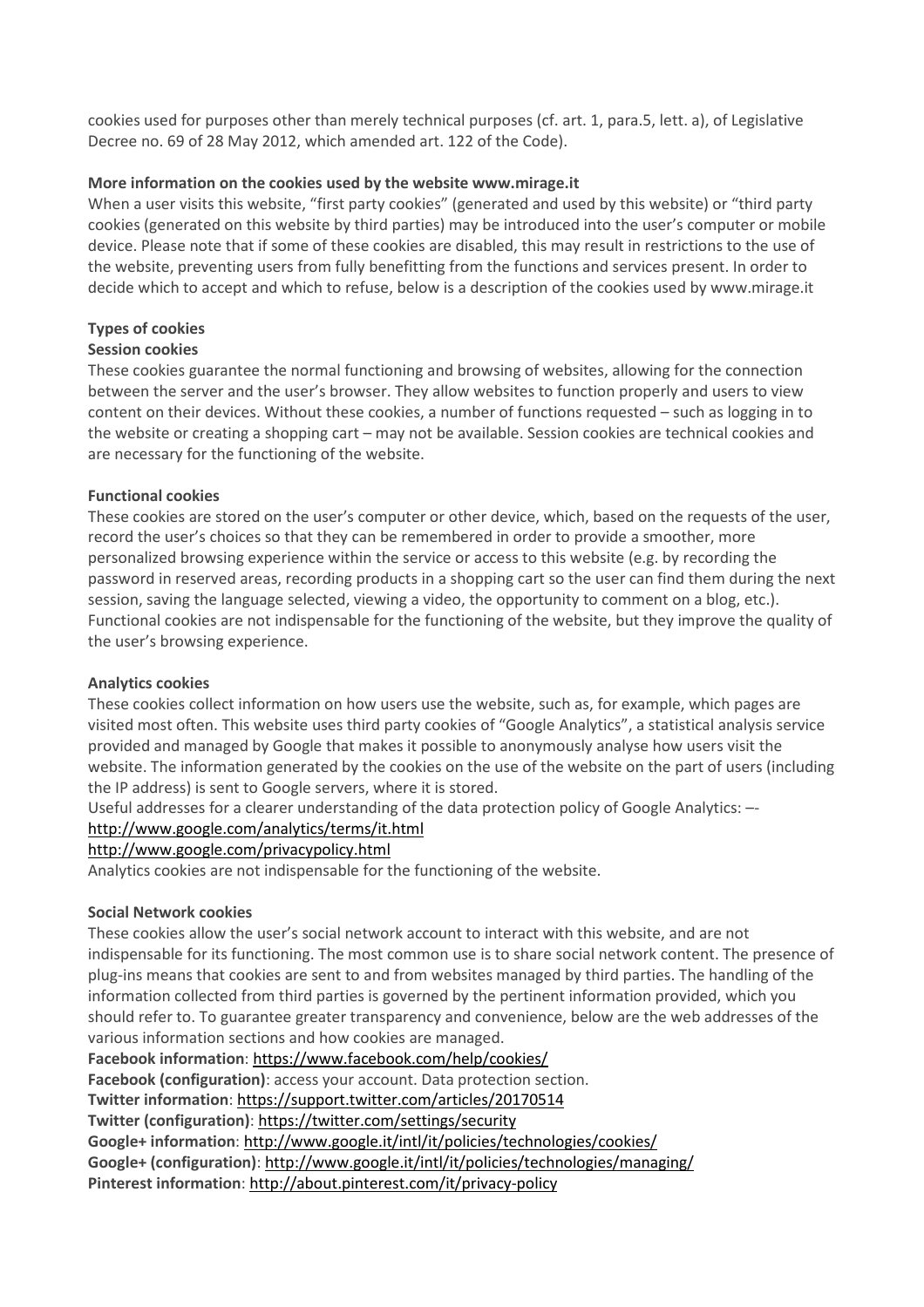cookies used for purposes other than merely technical purposes (cf. art. 1, para.5, lett. a), of Legislative Decree no. 69 of 28 May 2012, which amended art. 122 of the Code).

**More information on the cookies used by the website www.mirage.it**

When a user visits this website, "first party cookies" (generated and used by this website) or "third party cookies (generated on this website by third parties) may be introduced into the user's computer or mobile device. Please note that if some of these cookies are disabled, this may result in restrictions to the use of the website, preventing users from fully benefitting from the functions and services present. In order to decide which to accept and which to refuse, below is a description of the cookies used by www.mirage.it

**Types of cookies**

**Session cookies**

These cookies guarantee the normal functioning and browsing of websites, allowing for the connection between the server and the user's browser. They allow websites to function properly and users to view content on their devices. Without these cookies, a number of functions requested – such as logging in to the website or creating a shopping cart – may not be available. Session cookies are technical cookies and are necessary for the functioning of the website.

**Functional cookies**

These cookies are stored on the user's computer or other device, which, based on the requests of the user, record the user's choices so that they can be remembered in order to provide a smoother, more personalized browsing experience within the service or access to this website (e.g. by recording the password in reserved areas, recording products in a shopping cart so the user can find them during the next session, saving the language selected, viewing a video, the opportunity to comment on a blog, etc.). Functional cookies are not indispensable for the functioning of the website, but they improve the quality of the user's browsing experience.

**Analytics cookies**

These cookies collect information on how users use the website, such as, for example, which pages are visited most often. This website uses third party cookies of "Google Analytics", a statistical analysis service provided and managed by Google that makes it possible to anonymously analyse how users visit the website. The information generated by the cookies on the use of the website on the part of users (including the IP address) is sent to Google servers, where it is stored.

Useful addresses for a clearer understanding of the data protection policy of Google Analytics: –-

http://www.google.com/analytics/terms/it.html

http://www.google.com/privacypolicy.html

Analytics cookies are not indispensable for the functioning of the website.

**Social Network cookies**

These cookies allow the user's social network account to interact with this website, and are not indispensable for its functioning. The most common use is to share social network content. The presence of plug-ins means that cookies are sent to and from websites managed by third parties. The handling of the information collected from third parties is governed by the pertinent information provided, which you should refer to. To guarantee greater transparency and convenience, below are the web addresses of the various information sections and how cookies are managed.

**Facebook information**: https://www.facebook.com/help/cookies/

**Facebook (configuration)**: access your account. Data protection section.

**Twitter information**: https://support.twitter.com/articles/20170514

**Twitter (configuration)**: https://twitter.com/settings/security

**Google+ information**: http://www.google.it/intl/it/policies/technologies/cookies/

**Google+ (configuration)**: http://www.google.it/intl/it/policies/technologies/managing/

**Pinterest information**: http://about.pinterest.com/it/privacy-policy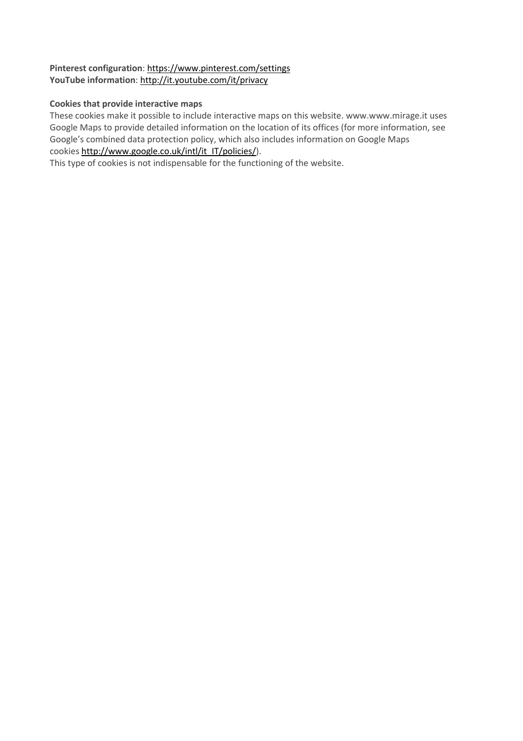**Pinterest configuration**: https://www.pinterest.com/settings
**YouTube information**: http://it.youtube.com/it/privacy

**Cookies that provide interactive maps**

These cookies make it possible to include interactive maps on this website. www.www.mirage.it uses Google Maps to provide detailed information on the location of its offices (for more information, see Google's combined data protection policy, which also includes information on Google Maps cookies http://www.google.co.uk/intl/it_IT/policies/).

This type of cookies is not indispensable for the functioning of the website.